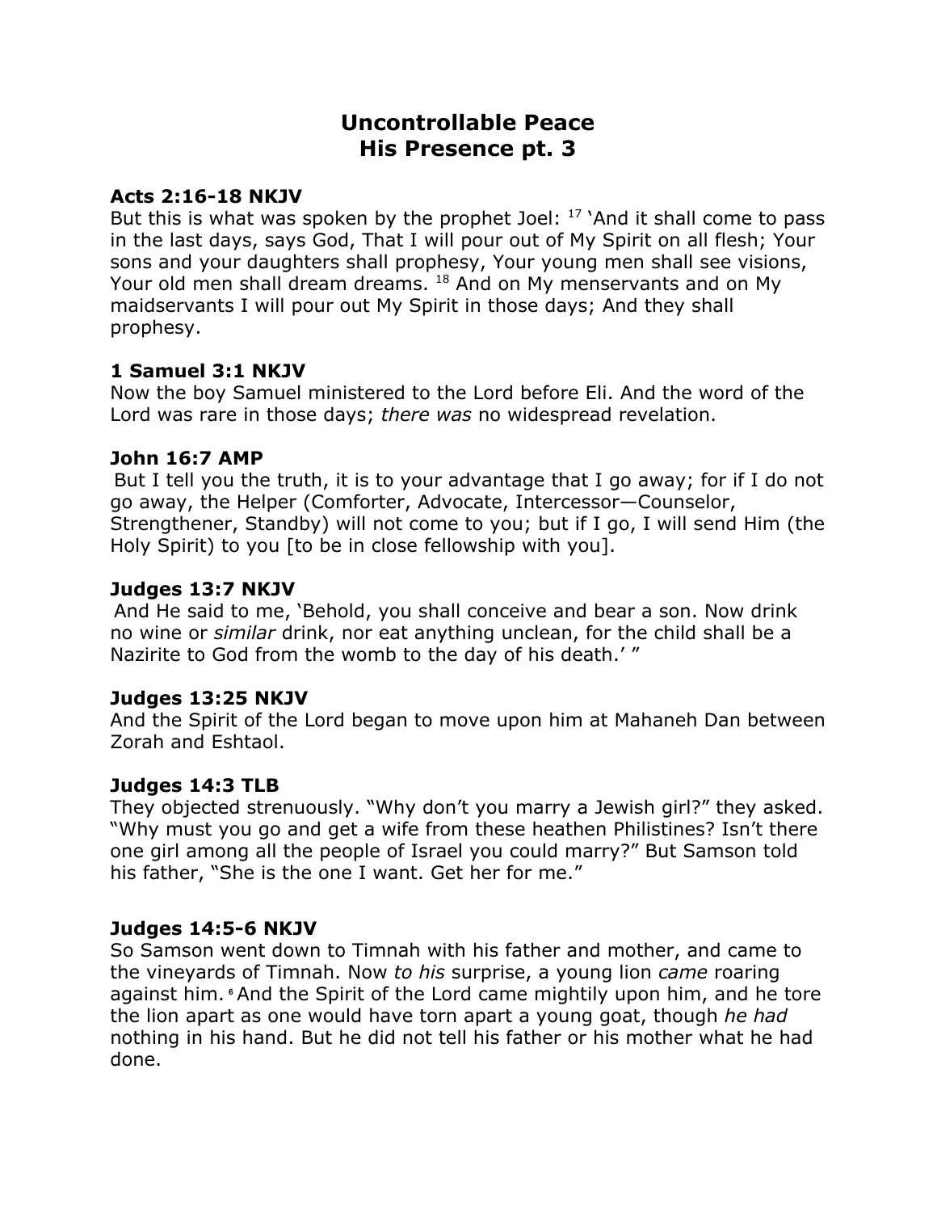# Uncontrollable Peace
# His Presence pt. 3

**Acts 2:16-18 NKJV**
But this is what was spoken by the prophet Joel: [17] 'And it shall come to pass in the last days, says God, That I will pour out of My Spirit on all flesh; Your sons and your daughters shall prophesy, Your young men shall see visions, Your old men shall dream dreams. [18] And on My menservants and on My maidservants I will pour out My Spirit in those days; And they shall prophesy.

**1 Samuel 3:1 NKJV**
Now the boy Samuel ministered to the Lord before Eli. And the word of the Lord was rare in those days; *there was* no widespread revelation.

**John 16:7 AMP**
But I tell you the truth, it is to your advantage that I go away; for if I do not go away, the Helper (Comforter, Advocate, Intercessor—Counselor, Strengthener, Standby) will not come to you; but if I go, I will send Him (the Holy Spirit) to you [to be in close fellowship with you].

**Judges 13:7 NKJV**
And He said to me, 'Behold, you shall conceive and bear a son. Now drink no wine or *similar* drink, nor eat anything unclean, for the child shall be a Nazirite to God from the womb to the day of his death.' "

**Judges 13:25 NKJV**
And the Spirit of the Lord began to move upon him at Mahaneh Dan between Zorah and Eshtaol.

**Judges 14:3 TLB**
They objected strenuously. "Why don't you marry a Jewish girl?" they asked. "Why must you go and get a wife from these heathen Philistines? Isn't there one girl among all the people of Israel you could marry?" But Samson told his father, "She is the one I want. Get her for me."

**Judges 14:5-6 NKJV**
So Samson went down to Timnah with his father and mother, and came to the vineyards of Timnah. Now *to his* surprise, a young lion *came* roaring against him. [6] And the Spirit of the Lord came mightily upon him, and he tore the lion apart as one would have torn apart a young goat, though *he had* nothing in his hand. But he did not tell his father or his mother what he had done.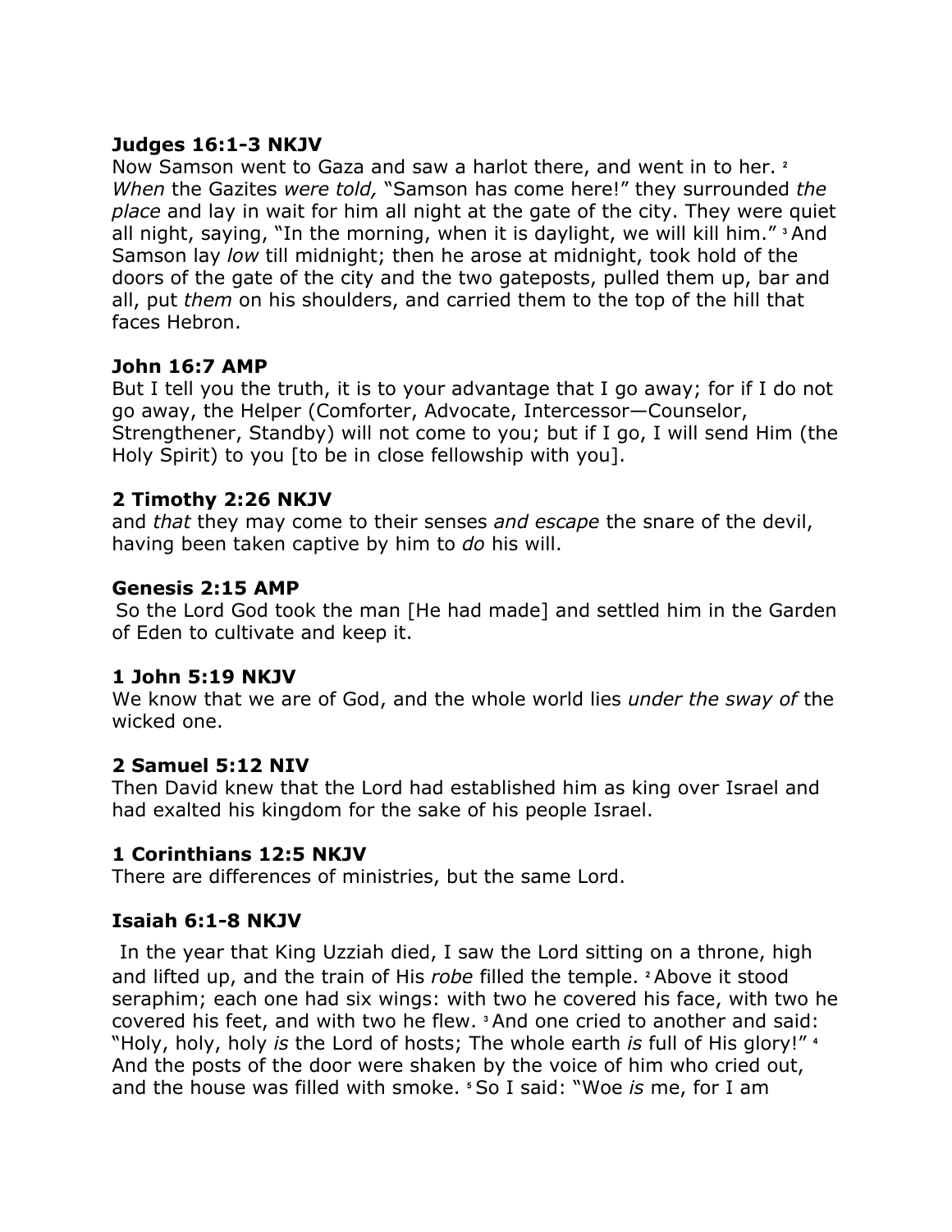**Judges 16:1-3 NKJV**
Now Samson went to Gaza and saw a harlot there, and went in to her. [2] *When* the Gazites *were told,* "Samson has come here!" they surrounded *the place* and lay in wait for him all night at the gate of the city. They were quiet all night, saying, "In the morning, when it is daylight, we will kill him." [3] And Samson lay *low* till midnight; then he arose at midnight, took hold of the doors of the gate of the city and the two gateposts, pulled them up, bar and all, put *them* on his shoulders, and carried them to the top of the hill that faces Hebron.

**John 16:7 AMP**
But I tell you the truth, it is to your advantage that I go away; for if I do not go away, the Helper (Comforter, Advocate, Intercessor—Counselor, Strengthener, Standby) will not come to you; but if I go, I will send Him (the Holy Spirit) to you [to be in close fellowship with you].

**2 Timothy 2:26 NKJV**
and *that* they may come to their senses *and escape* the snare of the devil, having been taken captive by him to *do* his will.

**Genesis 2:15 AMP**
So the Lord God took the man [He had made] and settled him in the Garden of Eden to cultivate and keep it.

**1 John 5:19 NKJV**
We know that we are of God, and the whole world lies *under the sway of* the wicked one.

**2 Samuel 5:12 NIV**
Then David knew that the Lord had established him as king over Israel and had exalted his kingdom for the sake of his people Israel.

**1 Corinthians 12:5 NKJV**
There are differences of ministries, but the same Lord.

**Isaiah 6:1-8 NKJV**
In the year that King Uzziah died, I saw the Lord sitting on a throne, high and lifted up, and the train of His *robe* filled the temple. [2] Above it stood seraphim; each one had six wings: with two he covered his face, with two he covered his feet, and with two he flew. [3] And one cried to another and said: "Holy, holy, holy *is* the Lord of hosts; The whole earth *is* full of His glory!" [4] And the posts of the door were shaken by the voice of him who cried out, and the house was filled with smoke. [5] So I said: "Woe *is* me, for I am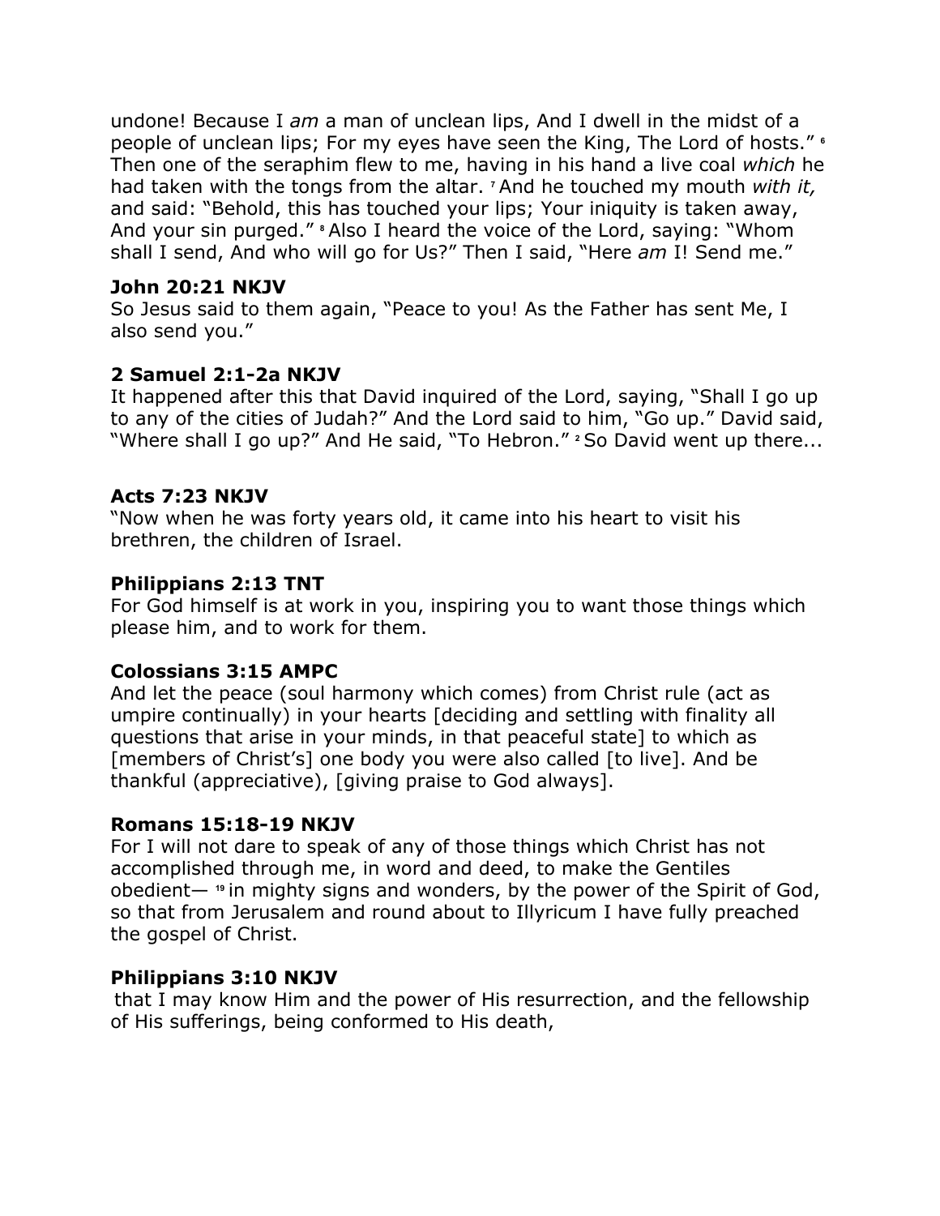undone! Because I *am* a man of unclean lips, And I dwell in the midst of a people of unclean lips; For my eyes have seen the King, The Lord of hosts." [6] Then one of the seraphim flew to me, having in his hand a live coal *which* he had taken with the tongs from the altar. [7] And he touched my mouth *with it,* and said: "Behold, this has touched your lips; Your iniquity is taken away, And your sin purged." [8] Also I heard the voice of the Lord, saying: "Whom shall I send, And who will go for Us?" Then I said, "Here *am* I! Send me."

**John 20:21 NKJV**
So Jesus said to them again, "Peace to you! As the Father has sent Me, I also send you."

**2 Samuel 2:1-2a NKJV**
It happened after this that David inquired of the Lord, saying, "Shall I go up to any of the cities of Judah?" And the Lord said to him, "Go up." David said, "Where shall I go up?" And He said, "To Hebron." [2] So David went up there...

**Acts 7:23 NKJV**
"Now when he was forty years old, it came into his heart to visit his brethren, the children of Israel.

**Philippians 2:13 TNT**
For God himself is at work in you, inspiring you to want those things which please him, and to work for them.

**Colossians 3:15 AMPC**
And let the peace (soul harmony which comes) from Christ rule (act as umpire continually) in your hearts [deciding and settling with finality all questions that arise in your minds, in that peaceful state] to which as [members of Christ's] one body you were also called [to live]. And be thankful (appreciative), [giving praise to God always].

**Romans 15:18-19 NKJV**
For I will not dare to speak of any of those things which Christ has not accomplished through me, in word and deed, to make the Gentiles obedient— [19] in mighty signs and wonders, by the power of the Spirit of God, so that from Jerusalem and round about to Illyricum I have fully preached the gospel of Christ.

**Philippians 3:10 NKJV**
that I may know Him and the power of His resurrection, and the fellowship of His sufferings, being conformed to His death,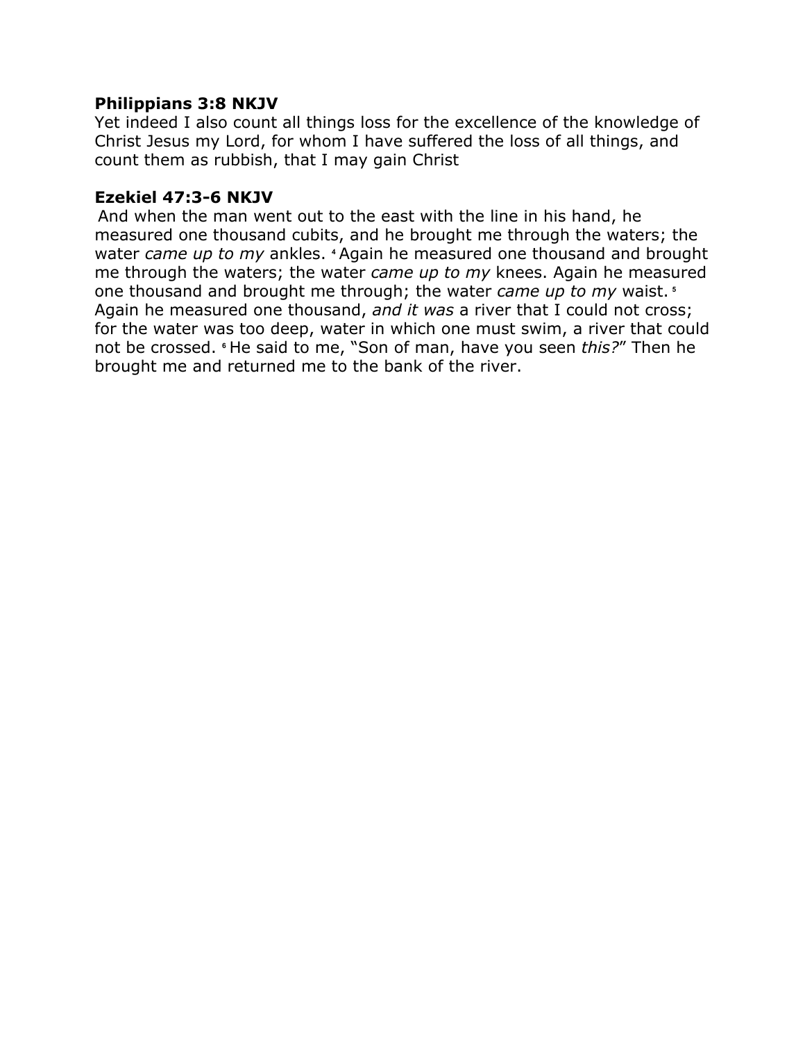**Philippians 3:8 NKJV**
Yet indeed I also count all things loss for the excellence of the knowledge of Christ Jesus my Lord, for whom I have suffered the loss of all things, and count them as rubbish, that I may gain Christ

**Ezekiel 47:3-6 NKJV**
And when the man went out to the east with the line in his hand, he measured one thousand cubits, and he brought me through the waters; the water *came up to my* ankles. [4] Again he measured one thousand and brought me through the waters; the water *came up to my* knees. Again he measured one thousand and brought me through; the water *came up to my* waist. [5] Again he measured one thousand, *and it was* a river that I could not cross; for the water was too deep, water in which one must swim, a river that could not be crossed. [6] He said to me, "Son of man, have you seen *this?*" Then he brought me and returned me to the bank of the river.